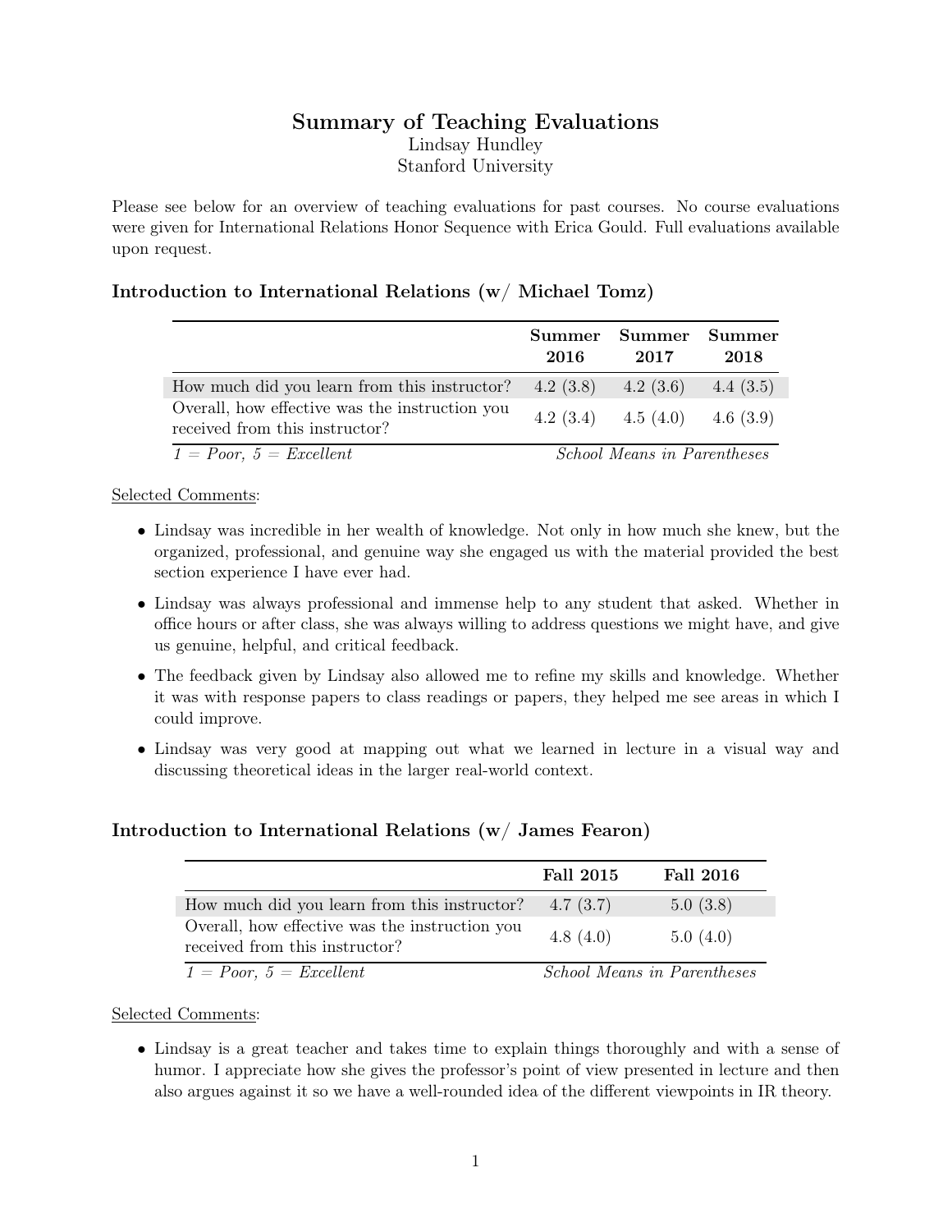# Summary of Teaching Evaluations

Lindsay Hundley
Stanford University

Please see below for an overview of teaching evaluations for past courses. No course evaluations were given for International Relations Honor Sequence with Erica Gould. Full evaluations available upon request.

## Introduction to International Relations (w/ Michael Tomz)

| | **Summer 2016** | **Summer 2017** | **Summer 2018** |
|---|---|---|---|
| How much did you learn from this instructor? | 4.2 (3.8) | 4.2 (3.6) | 4.4 (3.5) |
| Overall, how effective was the instruction you received from this instructor? | 4.2 (3.4) | 4.5 (4.0) | 4.6 (3.9) |
| *1 = Poor, 5 = Excellent* | | *School Means in Parentheses* | |

Selected Comments:

- Lindsay was incredible in her wealth of knowledge. Not only in how much she knew, but the organized, professional, and genuine way she engaged us with the material provided the best section experience I have ever had.
- Lindsay was always professional and immense help to any student that asked. Whether in office hours or after class, she was always willing to address questions we might have, and give us genuine, helpful, and critical feedback.
- The feedback given by Lindsay also allowed me to refine my skills and knowledge. Whether it was with response papers to class readings or papers, they helped me see areas in which I could improve.
- Lindsay was very good at mapping out what we learned in lecture in a visual way and discussing theoretical ideas in the larger real-world context.

## Introduction to International Relations (w/ James Fearon)

| | **Fall 2015** | **Fall 2016** |
|---|---|---|
| How much did you learn from this instructor? | 4.7 (3.7) | 5.0 (3.8) |
| Overall, how effective was the instruction you received from this instructor? | 4.8 (4.0) | 5.0 (4.0) |
| *1 = Poor, 5 = Excellent* | *School Means in Parentheses* | |

Selected Comments:

- Lindsay is a great teacher and takes time to explain things thoroughly and with a sense of humor. I appreciate how she gives the professor's point of view presented in lecture and then also argues against it so we have a well-rounded idea of the different viewpoints in IR theory.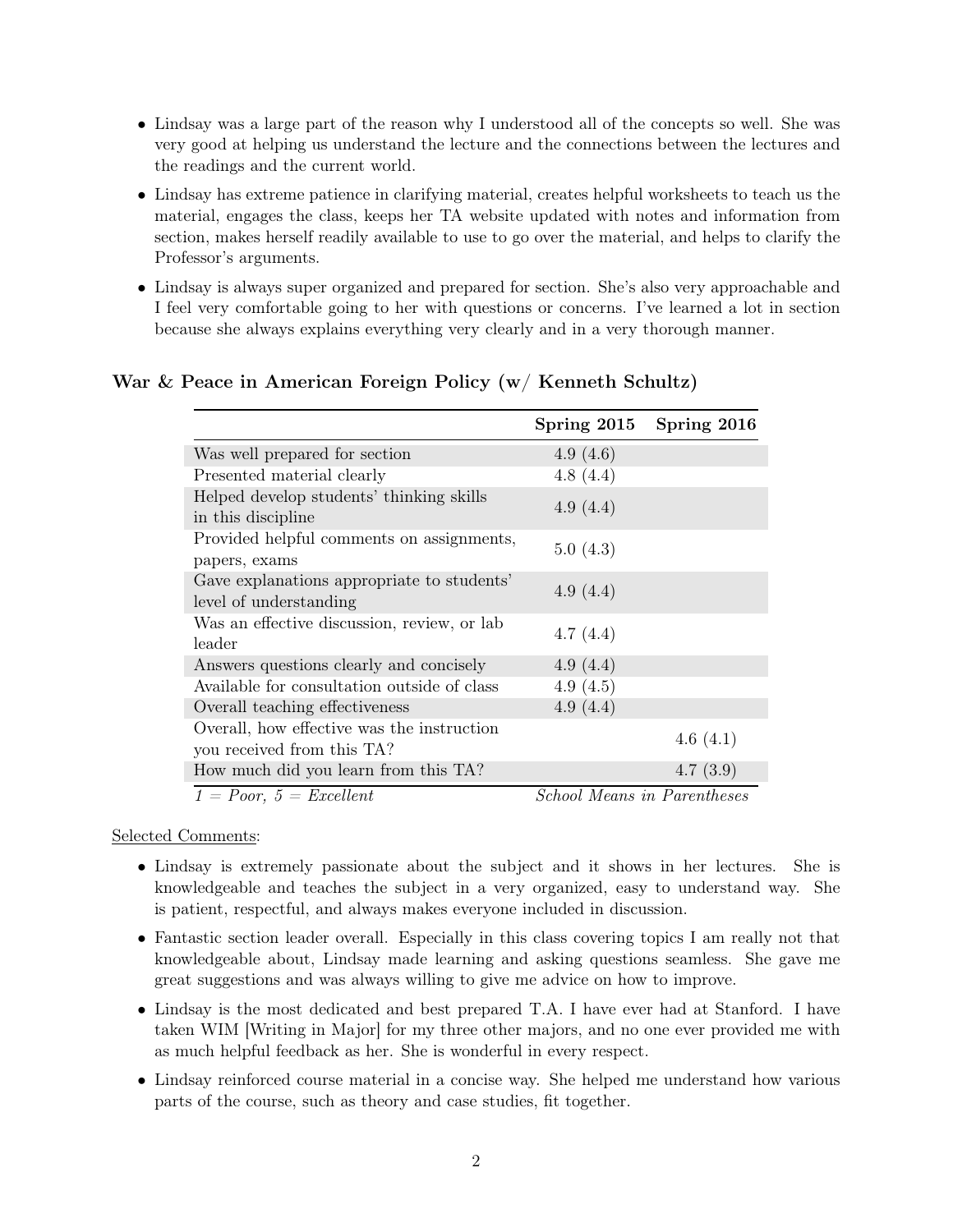- Lindsay was a large part of the reason why I understood all of the concepts so well. She was very good at helping us understand the lecture and the connections between the lectures and the readings and the current world.
- Lindsay has extreme patience in clarifying material, creates helpful worksheets to teach us the material, engages the class, keeps her TA website updated with notes and information from section, makes herself readily available to use to go over the material, and helps to clarify the Professor's arguments.
- Lindsay is always super organized and prepared for section. She's also very approachable and I feel very comfortable going to her with questions or concerns. I've learned a lot in section because she always explains everything very clearly and in a very thorough manner.

### War & Peace in American Foreign Policy (w/ Kenneth Schultz)

| | Spring 2015 | Spring 2016 |
|---|---|---|
| Was well prepared for section | 4.9 (4.6) | |
| Presented material clearly | 4.8 (4.4) | |
| Helped develop students' thinking skills in this discipline | 4.9 (4.4) | |
| Provided helpful comments on assignments, papers, exams | 5.0 (4.3) | |
| Gave explanations appropriate to students' level of understanding | 4.9 (4.4) | |
| Was an effective discussion, review, or lab leader | 4.7 (4.4) | |
| Answers questions clearly and concisely | 4.9 (4.4) | |
| Available for consultation outside of class | 4.9 (4.5) | |
| Overall teaching effectiveness | 4.9 (4.4) | |
| Overall, how effective was the instruction you received from this TA? | | 4.6 (4.1) |
| How much did you learn from this TA? | | 4.7 (3.9) |
| *1 = Poor, 5 = Excellent* | *School Means in Parentheses* | |

Selected Comments:

- Lindsay is extremely passionate about the subject and it shows in her lectures. She is knowledgeable and teaches the subject in a very organized, easy to understand way. She is patient, respectful, and always makes everyone included in discussion.
- Fantastic section leader overall. Especially in this class covering topics I am really not that knowledgeable about, Lindsay made learning and asking questions seamless. She gave me great suggestions and was always willing to give me advice on how to improve.
- Lindsay is the most dedicated and best prepared T.A. I have ever had at Stanford. I have taken WIM [Writing in Major] for my three other majors, and no one ever provided me with as much helpful feedback as her. She is wonderful in every respect.
- Lindsay reinforced course material in a concise way. She helped me understand how various parts of the course, such as theory and case studies, fit together.